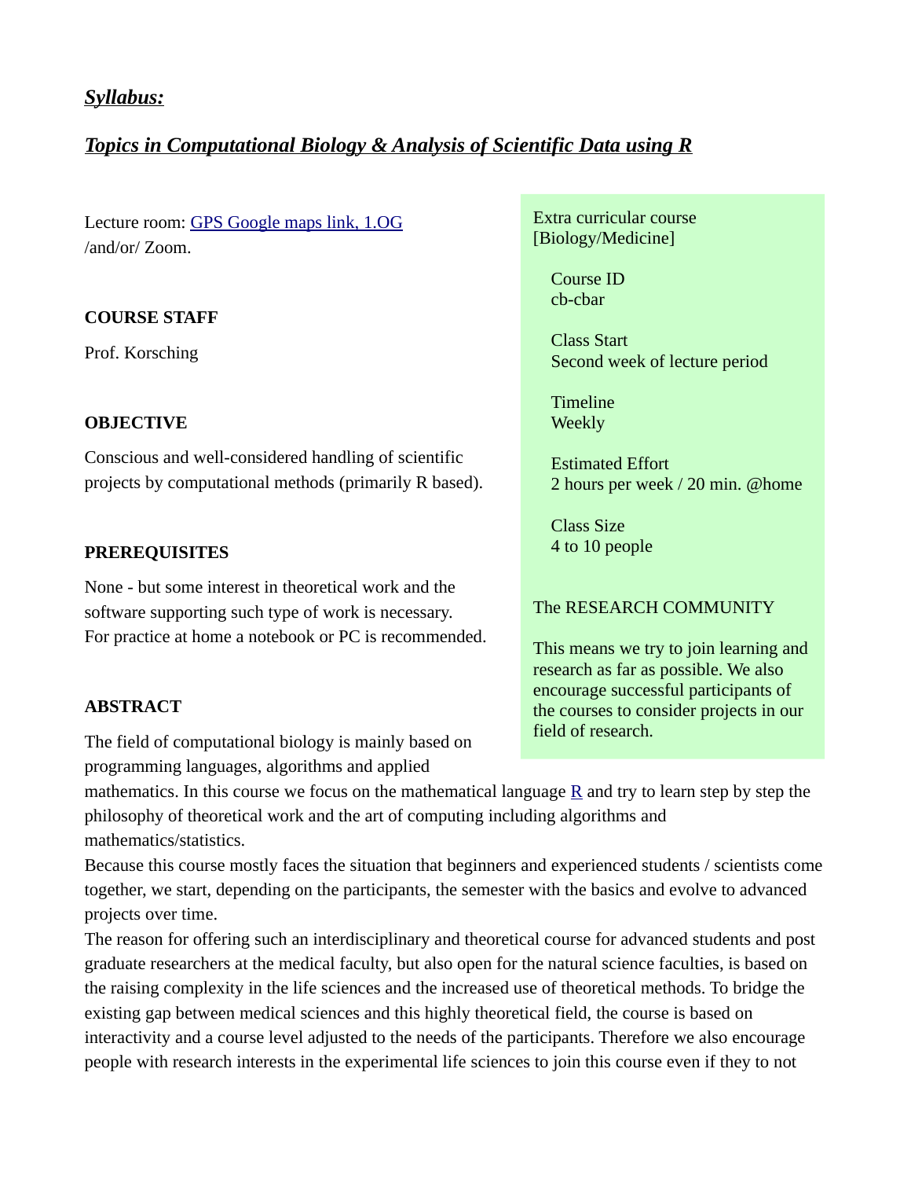***Syllabus:***

***Topics in Computational Biology & Analysis of Scientific Data using R***

Lecture room: [GPS Google maps link, 1.OG]
/and/or/ Zoom.

**COURSE STAFF**

Prof. Korsching

**OBJECTIVE**

Conscious and well-considered handling of scientific projects by computational methods (primarily R based).

**PREREQUISITES**

None - but some interest in theoretical work and the software supporting such type of work is necessary.
For practice at home a notebook or PC is recommended.

Extra curricular course [Biology/Medicine]

Course ID
cb-cbar

Class Start
Second week of lecture period

Timeline
Weekly

Estimated Effort
2 hours per week / 20 min. @home

Class Size
4 to 10 people

The RESEARCH COMMUNITY

This means we try to join learning and research as far as possible. We also encourage successful participants of the courses to consider projects in our field of research.

**ABSTRACT**

The field of computational biology is mainly based on programming languages, algorithms and applied mathematics. In this course we focus on the mathematical language [R] and try to learn step by step the philosophy of theoretical work and the art of computing including algorithms and mathematics/statistics.
Because this course mostly faces the situation that beginners and experienced students / scientists come together, we start, depending on the participants, the semester with the basics and evolve to advanced projects over time.
The reason for offering such an interdisciplinary and theoretical course for advanced students and post graduate researchers at the medical faculty, but also open for the natural science faculties, is based on the raising complexity in the life sciences and the increased use of theoretical methods. To bridge the existing gap between medical sciences and this highly theoretical field, the course is based on interactivity and a course level adjusted to the needs of the participants. Therefore we also encourage people with research interests in the experimental life sciences to join this course even if they to not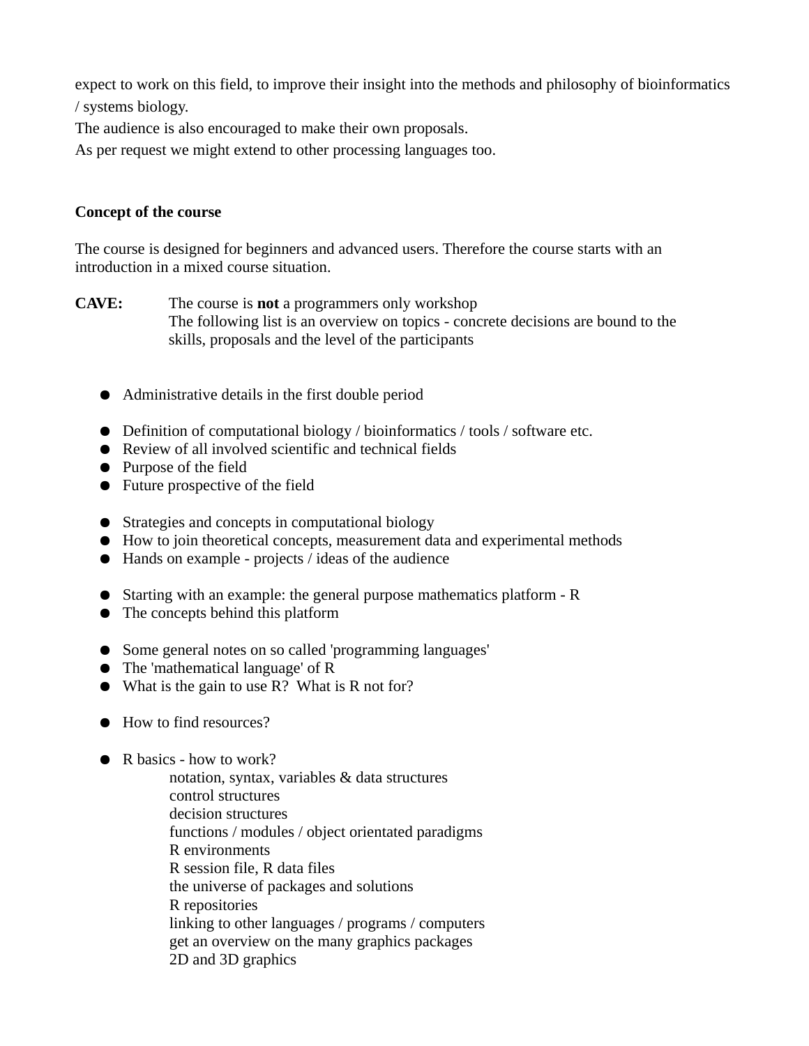expect to work on this field, to improve their insight into the methods and philosophy of bioinformatics / systems biology.
The audience is also encouraged to make their own proposals.
As per request we might extend to other processing languages too.

**Concept of the course**

The course is designed for beginners and advanced users. Therefore the course starts with an introduction in a mixed course situation.

**CAVE:** The course is **not** a programmers only workshop
The following list is an overview on topics - concrete decisions are bound to the skills, proposals and the level of the participants

- Administrative details in the first double period

- Definition of computational biology / bioinformatics / tools / software etc.
- Review of all involved scientific and technical fields
- Purpose of the field
- Future prospective of the field

- Strategies and concepts in computational biology
- How to join theoretical concepts, measurement data and experimental methods
- Hands on example - projects / ideas of the audience

- Starting with an example: the general purpose mathematics platform - R
- The concepts behind this platform

- Some general notes on so called 'programming languages'
- The 'mathematical language' of R
- What is the gain to use R? What is R not for?

- How to find resources?

- R basics - how to work?
  notation, syntax, variables & data structures
  control structures
  decision structures
  functions / modules / object orientated paradigms
  R environments
  R session file, R data files
  the universe of packages and solutions
  R repositories
  linking to other languages / programs / computers
  get an overview on the many graphics packages
  2D and 3D graphics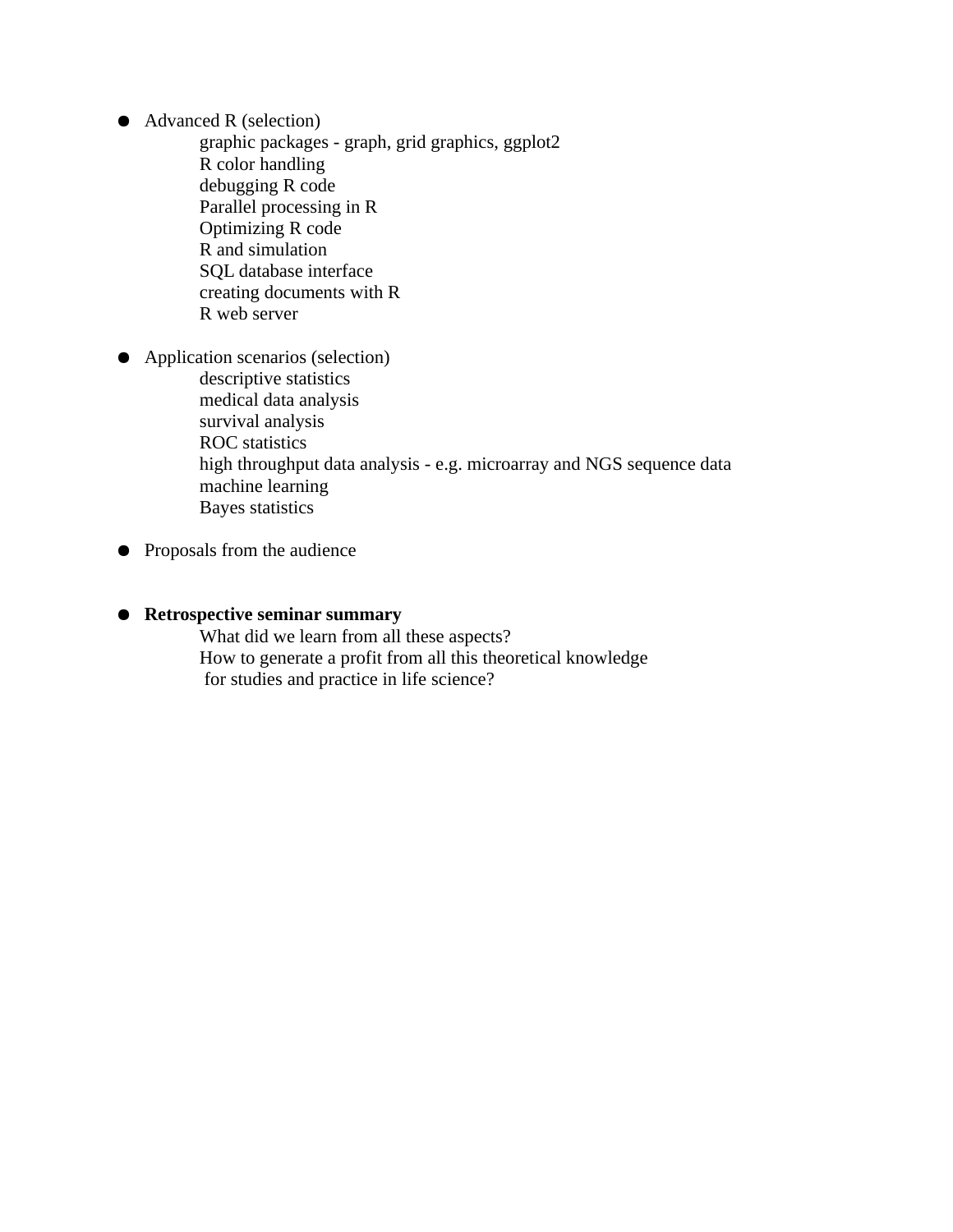- Advanced R (selection)
  - graphic packages - graph, grid graphics, ggplot2
  - R color handling
  - debugging R code
  - Parallel processing in R
  - Optimizing R code
  - R and simulation
  - SQL database interface
  - creating documents with R
  - R web server

- Application scenarios (selection)
  - descriptive statistics
  - medical data analysis
  - survival analysis
  - ROC statistics
  - high throughput data analysis - e.g. microarray and NGS sequence data
  - machine learning
  - Bayes statistics

- Proposals from the audience

- **Retrospective seminar summary**
  - What did we learn from all these aspects?
  - How to generate a profit from all this theoretical knowledge for studies and practice in life science?